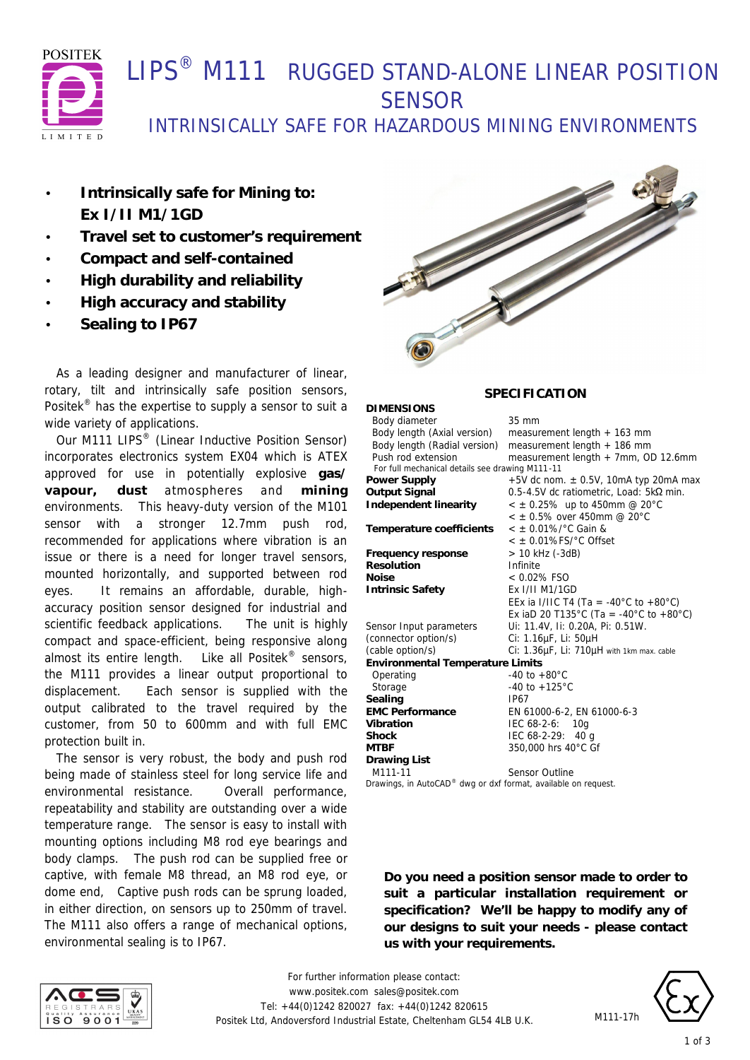# LIPS® M111 RUGGED STAND-ALONE LINEAR POSITION SENSOR

## INTRINSICALLY SAFE FOR HAZARDOUS MINING ENVIRONMENTS

- **Intrinsically safe for Mining to: Ex I/II M1/1GD**
- **Travel set to customer's requirement**
- **Compact and self-contained**
- **High durability and reliability**
- **High accuracy and stability**
- **Sealing to IP67**

As a leading designer and manufacturer of linear, rotary, tilt and intrinsically safe position sensors, Positek® has the expertise to supply a sensor to suit a wide variety of applications.

Our M111 LIPS® (Linear Inductive Position Sensor) incorporates electronics system EX04 which is ATEX approved for use in potentially explosive **gas/vapour, dust** atmospheres and **mining** environments. This heavy-duty version of the M101 sensor with a stronger 12.7mm push rod, recommended for applications where vibration is an issue or there is a need for longer travel sensors, mounted horizontally, and supported between rod eyes. It remains an affordable, durable, high-accuracy position sensor designed for industrial and scientific feedback applications. The unit is highly compact and space-efficient, being responsive along almost its entire length. Like all Positek® sensors, the M111 provides a linear output proportional to displacement. Each sensor is supplied with the output calibrated to the travel required by the customer, from 50 to 600mm and with full EMC protection built in.

The sensor is very robust, the body and push rod being made of stainless steel for long service life and environmental resistance. Overall performance, repeatability and stability are outstanding over a wide temperature range. The sensor is easy to install with mounting options including M8 rod eye bearings and body clamps. The push rod can be supplied free or captive, with female M8 thread, an M8 rod eye, or dome end, Captive push rods can be sprung loaded, in either direction, on sensors up to 250mm of travel. The M111 also offers a range of mechanical options, environmental sealing is to IP67.

## SPECIFICATION

| | |
|---|---|
| **DIMENSIONS** | |
| Body diameter | 35 mm |
| Body length (Axial version) | measurement length + 163 mm |
| Body length (Radial version) | measurement length + 186 mm |
| Push rod extension | measurement length + 7mm, OD 12.6mm |
| For full mechanical details see drawing M111-11 | |
| **Power Supply** | +5V dc nom. ± 0.5V, 10mA typ 20mA max |
| **Output Signal** | 0.5-4.5V dc ratiometric, Load: 5kΩ min. |
| **Independent linearity** | < ± 0.25% up to 450mm @ 20°C<br>< ± 0.5% over 450mm @ 20°C |
| **Temperature coefficients** | < ± 0.01%/°C Gain &<br>< ± 0.01%FS/°C Offset |
| **Frequency response** | > 10 kHz (-3dB) |
| **Resolution** | Infinite |
| **Noise** | < 0.02% FSO |
| **Intrinsic Safety** | Ex I/II M1/1GD<br>EEx ia I/IIC T4 (Ta = -40°C to +80°C)<br>Ex iaD 20 T135°C (Ta = -40°C to +80°C) |
| Sensor Input parameters | Ui: 11.4V, Ii: 0.20A, Pi: 0.51W. |
| (connector option/s) | Ci: 1.16µF, Li: 50µH |
| (cable option/s) | Ci: 1.36µF, Li: 710µH with 1km max. cable |
| **Environmental Temperature Limits** | |
| Operating | -40 to +80°C |
| Storage | -40 to +125°C |
| **Sealing** | IP67 |
| **EMC Performance** | EN 61000-6-2, EN 61000-6-3 |
| **Vibration** | IEC 68-2-6: 10g |
| **Shock** | IEC 68-2-29: 40 g |
| **MTBF** | 350,000 hrs 40°C Gf |
| **Drawing List** | |
| M111-11 | Sensor Outline |

Drawings, in AutoCAD® dwg or dxf format, available on request.

**Do you need a position sensor made to order to suit a particular installation requirement or specification? We'll be happy to modify any of our designs to suit your needs - please contact us with your requirements.**

For further information please contact:
www.positek.com sales@positek.com
Tel: +44(0)1242 820027 fax: +44(0)1242 820615
Positek Ltd, Andoversford Industrial Estate, Cheltenham GL54 4LB U.K.

M111-17h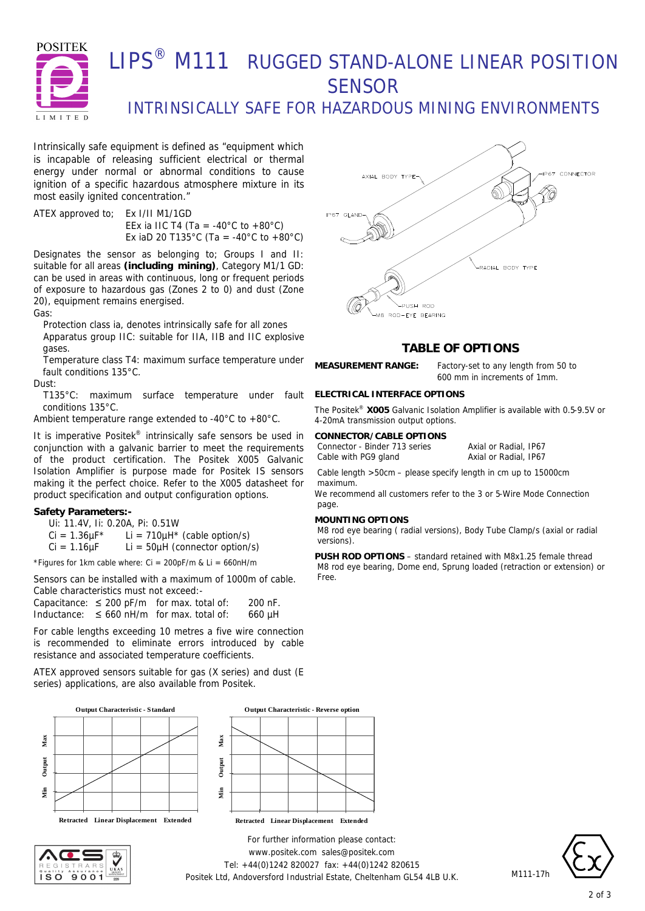# LIPS® M111 RUGGED STAND-ALONE LINEAR POSITION SENSOR

## INTRINSICALLY SAFE FOR HAZARDOUS MINING ENVIRONMENTS

Intrinsically safe equipment is defined as "equipment which is incapable of releasing sufficient electrical or thermal energy under normal or abnormal conditions to cause ignition of a specific hazardous atmosphere mixture in its most easily ignited concentration."

ATEX approved to; Ex I/II M1/1GD
EEx ia IIC T4 (Ta = -40°C to +80°C)
Ex iaD 20 T135°C (Ta = -40°C to +80°C)

Designates the sensor as belonging to; Groups I and II: suitable for all areas **(including mining)**, Category M1/1 GD: can be used in areas with continuous, long or frequent periods of exposure to hazardous gas (Zones 2 to 0) and dust (Zone 20), equipment remains energised.

Gas:

- Protection class ia, denotes intrinsically safe for all zones
- Apparatus group IIC: suitable for IIA, IIB and IIC explosive gases.
- Temperature class T4: maximum surface temperature under fault conditions 135°C.

Dust:

- T135°C: maximum surface temperature under fault conditions 135°C.

Ambient temperature range extended to -40°C to +80°C.

It is imperative Positek® intrinsically safe sensors be used in conjunction with a galvanic barrier to meet the requirements of the product certification. The Positek X005 Galvanic Isolation Amplifier is purpose made for Positek IS sensors making it the perfect choice. Refer to the X005 datasheet for product specification and output configuration options.

**Safety Parameters:-**

Ui: 11.4V, Ii: 0.20A, Pi: 0.51W

| | |
|---|---|
| Ci = 1.36µF* | Li = 710µH* (cable option/s) |
| Ci = 1.16µF | Li = 50µH (connector option/s) |

*Figures for 1km cable where: Ci = 200pF/m & Li = 660nH/m

Sensors can be installed with a maximum of 1000m of cable. Cable characteristics must not exceed:-

| | | | |
|---|---|---|---|
| Capacitance: | ≤ 200 pF/m | for max. total of: | 200 nF. |
| Inductance: | ≤ 660 nH/m | for max. total of: | 660 µH |

For cable lengths exceeding 10 metres a five wire connection is recommended to eliminate errors introduced by cable resistance and associated temperature coefficients.

ATEX approved sensors suitable for gas (X series) and dust (E series) applications, are also available from Positek.

AXIAL BODY TYPE — IP67 CONNECTOR — IP67 GLAND — RADIAL BODY TYPE — PUSH ROD — M8 ROD-EYE BEARING

## TABLE OF OPTIONS

**MEASUREMENT RANGE:** Factory-set to any length from 50 to 600 mm in increments of 1mm.

**ELECTRICAL INTERFACE OPTIONS**

The Positek® **X005** Galvanic Isolation Amplifier is available with 0.5-9.5V or 4-20mA transmission output options.

**CONNECTOR/CABLE OPTIONS**

| | |
|---|---|
| Connector - Binder 713 series | Axial or Radial, IP67 |
| Cable with PG9 gland | Axial or Radial, IP67 |

Cable length >50cm – please specify length in cm up to 15000cm maximum.

We recommend all customers refer to the 3 or 5-Wire Mode Connection page.

**MOUNTING OPTIONS**

M8 rod eye bearing ( radial versions), Body Tube Clamp/s (axial or radial versions).

**PUSH ROD OPTIONS** – standard retained with M8x1.25 female thread M8 rod eye bearing, Dome end, Sprung loaded (retraction or extension) or Free.

**Output Characteristic - Standard**

Output: Min – Max; Retracted – Linear Displacement – Extended

**Output Characteristic - Reverse option**

Output: Min – Max; Retracted – Linear Displacement – Extended

For further information please contact:
www.positek.com sales@positek.com
Tel: +44(0)1242 820027 fax: +44(0)1242 820615
Positek Ltd, Andoversford Industrial Estate, Cheltenham GL54 4LB U.K.

M111-17h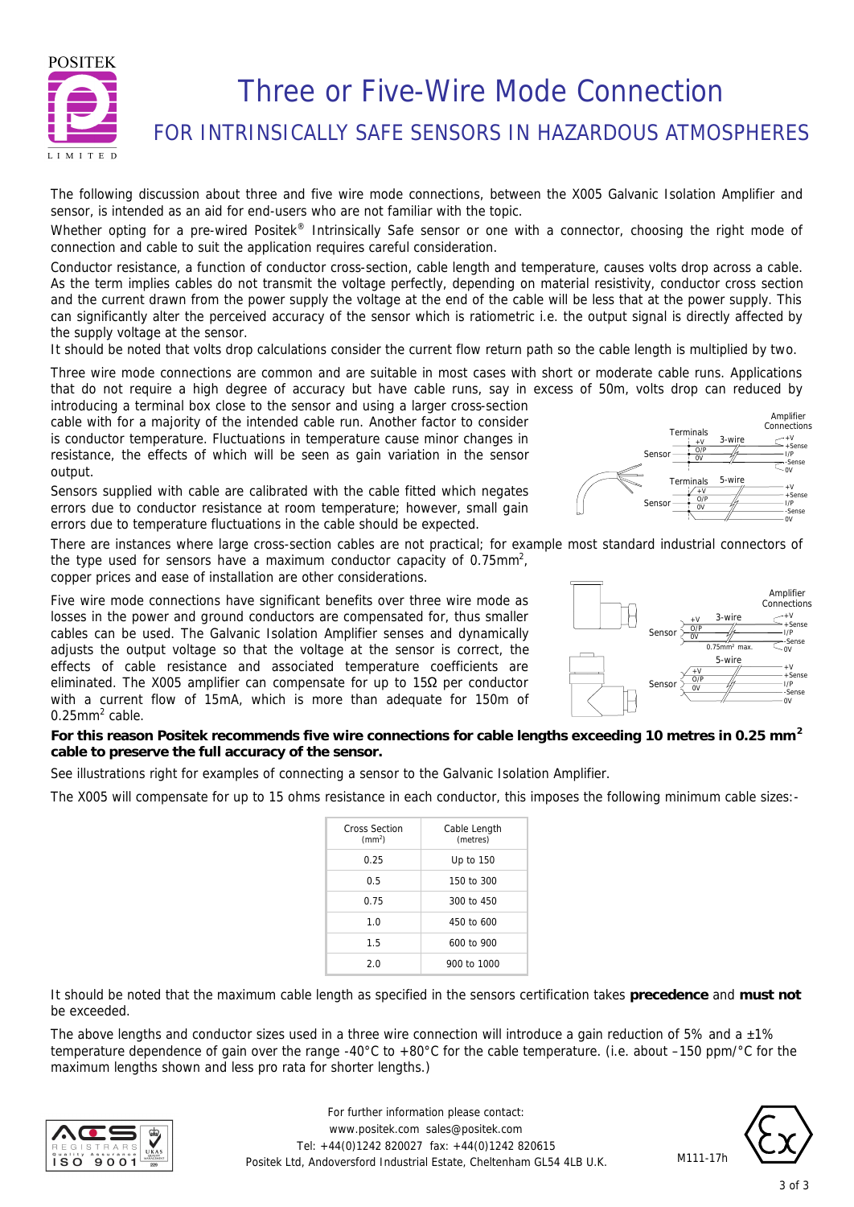# Three or Five-Wire Mode Connection

## FOR INTRINSICALLY SAFE SENSORS IN HAZARDOUS ATMOSPHERES

The following discussion about three and five wire mode connections, between the X005 Galvanic Isolation Amplifier and sensor, is intended as an aid for end-users who are not familiar with the topic.

Whether opting for a pre-wired Positek® Intrinsically Safe sensor or one with a connector, choosing the right mode of connection and cable to suit the application requires careful consideration.

Conductor resistance, a function of conductor cross-section, cable length and temperature, causes volts drop across a cable. As the term implies cables do not transmit the voltage perfectly, depending on material resistivity, conductor cross section and the current drawn from the power supply the voltage at the end of the cable will be less that at the power supply. This can significantly alter the perceived accuracy of the sensor which is ratiometric i.e. the output signal is directly affected by the supply voltage at the sensor.

It should be noted that volts drop calculations consider the current flow return path so the cable length is multiplied by two.

Three wire mode connections are common and are suitable in most cases with short or moderate cable runs. Applications that do not require a high degree of accuracy but have cable runs, say in excess of 50m, volts drop can reduced by introducing a terminal box close to the sensor and using a larger cross-section cable with for a majority of the intended cable run. Another factor to consider is conductor temperature. Fluctuations in temperature cause minor changes in resistance, the effects of which will be seen as gain variation in the sensor output.

Sensors supplied with cable are calibrated with the cable fitted which negates errors due to conductor resistance at room temperature; however, small gain errors due to temperature fluctuations in the cable should be expected.

Amplifier Connections

Terminals
3-wire
Sensor
+V
O/P
0V
+V
+Sense
I/P
-Sense
0V

Terminals
5-wire
Sensor
+V
O/P
0V
+V
+Sense
I/P
-Sense
0V

There are instances where large cross-section cables are not practical; for example most standard industrial connectors of the type used for sensors have a maximum conductor capacity of 0.75mm², copper prices and ease of installation are other considerations.

Five wire mode connections have significant benefits over three wire mode as losses in the power and ground conductors are compensated for, thus smaller cables can be used. The Galvanic Isolation Amplifier senses and dynamically adjusts the output voltage so that the voltage at the sensor is correct, the effects of cable resistance and associated temperature coefficients are eliminated. The X005 amplifier can compensate for up to 15Ω per conductor with a current flow of 15mA, which is more than adequate for 150m of 0.25mm² cable.

Amplifier Connections

3-wire
Sensor
+V
O/P
0V
0.75mm² max.
+V
+Sense
I/P
-Sense
0V

5-wire
Sensor
+V
O/P
0V
+V
+Sense
I/P
-Sense
0V

**For this reason Positek recommends five wire connections for cable lengths exceeding 10 metres in 0.25 mm² cable to preserve the full accuracy of the sensor.**

See illustrations right for examples of connecting a sensor to the Galvanic Isolation Amplifier.

The X005 will compensate for up to 15 ohms resistance in each conductor, this imposes the following minimum cable sizes:-

| Cross Section (mm²) | Cable Length (metres) |
|---|---|
| 0.25 | Up to 150 |
| 0.5 | 150 to 300 |
| 0.75 | 300 to 450 |
| 1.0 | 450 to 600 |
| 1.5 | 600 to 900 |
| 2.0 | 900 to 1000 |

It should be noted that the maximum cable length as specified in the sensors certification takes **precedence** and **must not** be exceeded.

The above lengths and conductor sizes used in a three wire connection will introduce a gain reduction of 5% and a ±1% temperature dependence of gain over the range -40°C to +80°C for the cable temperature. (i.e. about –150 ppm/°C for the maximum lengths shown and less pro rata for shorter lengths.)

For further information please contact:
www.positek.com sales@positek.com
Tel: +44(0)1242 820027 fax: +44(0)1242 820615
Positek Ltd, Andoversford Industrial Estate, Cheltenham GL54 4LB U.K.

M111-17h